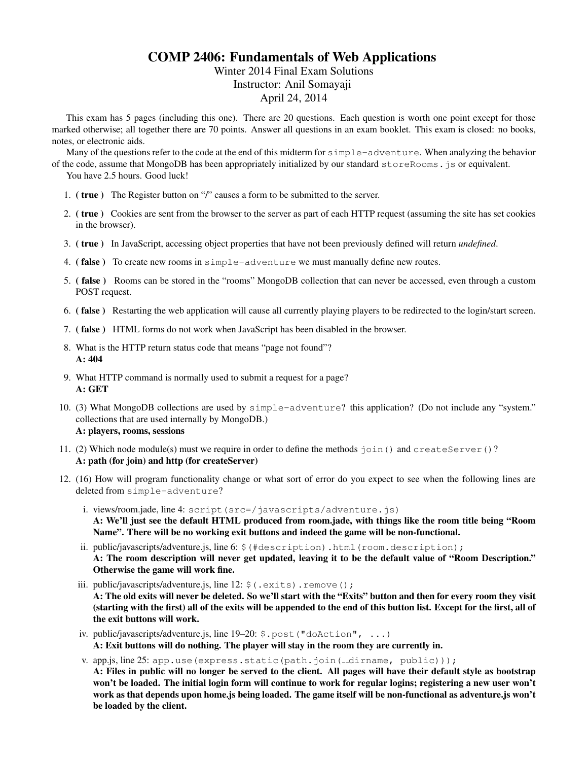# COMP 2406: Fundamentals of Web Applications

Winter 2014 Final Exam Solutions
Instructor: Anil Somayaji
April 24, 2014

This exam has 5 pages (including this one). There are 20 questions. Each question is worth one point except for those marked otherwise; all together there are 70 points. Answer all questions in an exam booklet. This exam is closed: no books, notes, or electronic aids.

Many of the questions refer to the code at the end of this midterm for `simple-adventure`. When analyzing the behavior of the code, assume that MongoDB has been appropriately initialized by our standard `storeRooms.js` or equivalent.

You have 2.5 hours. Good luck!

1. **( true )** The Register button on "/" causes a form to be submitted to the server.
2. **( true )** Cookies are sent from the browser to the server as part of each HTTP request (assuming the site has set cookies in the browser).
3. **( true )** In JavaScript, accessing object properties that have not been previously defined will return *undefined*.
4. **( false )** To create new rooms in `simple-adventure` we must manually define new routes.
5. **( false )** Rooms can be stored in the "rooms" MongoDB collection that can never be accessed, even through a custom POST request.
6. **( false )** Restarting the web application will cause all currently playing players to be redirected to the login/start screen.
7. **( false )** HTML forms do not work when JavaScript has been disabled in the browser.
8. What is the HTTP return status code that means "page not found"?
   **A: 404**
9. What HTTP command is normally used to submit a request for a page?
   **A: GET**
10. (3) What MongoDB collections are used by `simple-adventure`? this application? (Do not include any "system." collections that are used internally by MongoDB.)
    **A: players, rooms, sessions**
11. (2) Which node module(s) must we require in order to define the methods `join()` and `createServer()`?
    **A: path (for join) and http (for createServer)**
12. (16) How will program functionality change or what sort of error do you expect to see when the following lines are deleted from `simple-adventure`?
    1. views/room.jade, line 4: `script(src=/javascripts/adventure.js)`
       **A: We'll just see the default HTML produced from room.jade, with things like the room title being "Room Name". There will be no working exit buttons and indeed the game will be non-functional.**
    2. public/javascripts/adventure.js, line 6: `$(#description).html(room.description);`
       **A: The room description will never get updated, leaving it to be the default value of "Room Description." Otherwise the game will work fine.**
    3. public/javascripts/adventure.js, line 12: `$(.exits).remove();`
       **A: The old exits will never be deleted. So we'll start with the "Exits" button and then for every room they visit (starting with the first) all of the exits will be appended to the end of this button list. Except for the first, all of the exit buttons will work.**
    4. public/javascripts/adventure.js, line 19–20: `$.post("doAction", ...)`
       **A: Exit buttons will do nothing. The player will stay in the room they are currently in.**
    5. app.js, line 25: `app.use(express.static(path.join(__dirname, public)));`
       **A: Files in public will no longer be served to the client. All pages will have their default style as bootstrap won't be loaded. The initial login form will continue to work for regular logins; registering a new user won't work as that depends upon home.js being loaded. The game itself will be non-functional as adventure.js won't be loaded by the client.**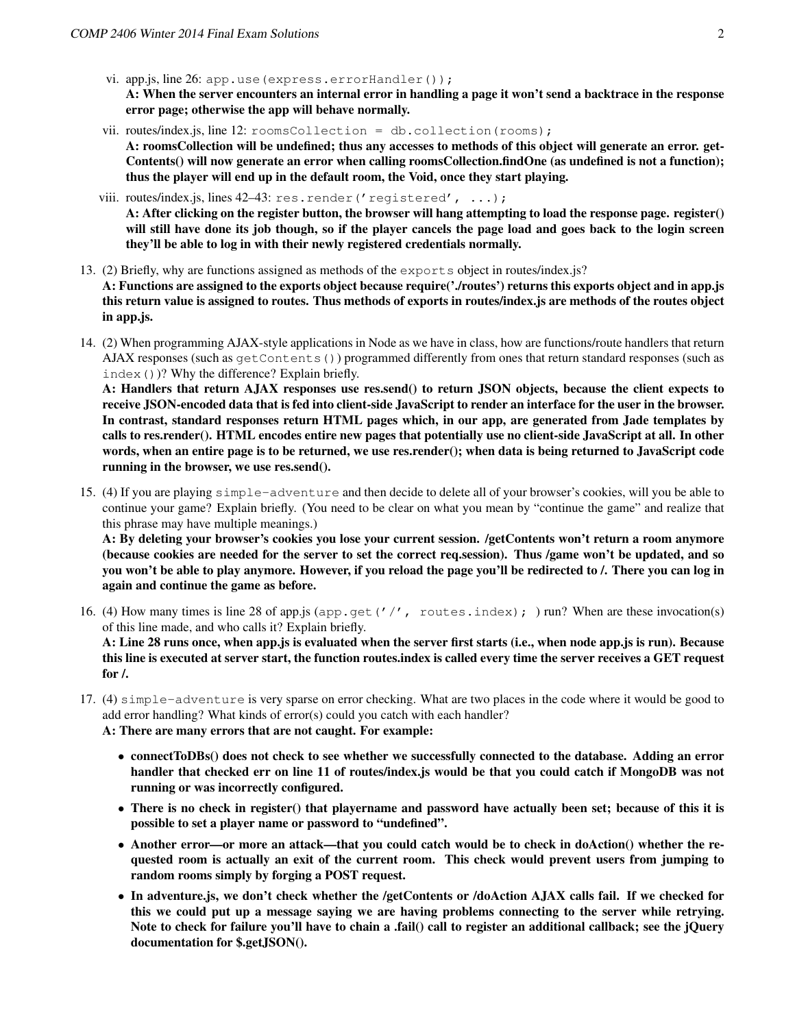vi. app.js, line 26: `app.use(express.errorHandler());`
**A: When the server encounters an internal error in handling a page it won't send a backtrace in the response error page; otherwise the app will behave normally.**

vii. routes/index.js, line 12: `roomsCollection = db.collection(rooms);`
**A: roomsCollection will be undefined; thus any accesses to methods of this object will generate an error. getContents() will now generate an error when calling roomsCollection.findOne (as undefined is not a function); thus the player will end up in the default room, the Void, once they start playing.**

viii. routes/index.js, lines 42–43: `res.render('registered', ...);`
**A: After clicking on the register button, the browser will hang attempting to load the response page. register() will still have done its job though, so if the player cancels the page load and goes back to the login screen they'll be able to log in with their newly registered credentials normally.**

13. (2) Briefly, why are functions assigned as methods of the `exports` object in routes/index.js?
**A: Functions are assigned to the exports object because require('./routes') returns this exports object and in app.js this return value is assigned to routes. Thus methods of exports in routes/index.js are methods of the routes object in app.js.**

14. (2) When programming AJAX-style applications in Node as we have in class, how are functions/route handlers that return AJAX responses (such as `getContents()`) programmed differently from ones that return standard responses (such as `index()`)? Why the difference? Explain briefly.
**A: Handlers that return AJAX responses use res.send() to return JSON objects, because the client expects to receive JSON-encoded data that is fed into client-side JavaScript to render an interface for the user in the browser. In contrast, standard responses return HTML pages which, in our app, are generated from Jade templates by calls to res.render(). HTML encodes entire new pages that potentially use no client-side JavaScript at all. In other words, when an entire page is to be returned, we use res.render(); when data is being returned to JavaScript code running in the browser, we use res.send().**

15. (4) If you are playing `simple-adventure` and then decide to delete all of your browser's cookies, will you be able to continue your game? Explain briefly. (You need to be clear on what you mean by "continue the game" and realize that this phrase may have multiple meanings.)
**A: By deleting your browser's cookies you lose your current session. /getContents won't return a room anymore (because cookies are needed for the server to set the correct req.session). Thus /game won't be updated, and so you won't be able to play anymore. However, if you reload the page you'll be redirected to /. There you can log in again and continue the game as before.**

16. (4) How many times is line 28 of app.js (`app.get('/', routes.index);` ) run? When are these invocation(s) of this line made, and who calls it? Explain briefly.
**A: Line 28 runs once, when app.js is evaluated when the server first starts (i.e., when node app.js is run). Because this line is executed at server start, the function routes.index is called every time the server receives a GET request for /.**

17. (4) `simple-adventure` is very sparse on error checking. What are two places in the code where it would be good to add error handling? What kinds of error(s) could you catch with each handler?
**A: There are many errors that are not caught. For example:**

- **connectToDBs() does not check to see whether we successfully connected to the database. Adding an error handler that checked err on line 11 of routes/index.js would be that you could catch if MongoDB was not running or was incorrectly configured.**
- **There is no check in register() that playername and password have actually been set; because of this it is possible to set a player name or password to "undefined".**
- **Another error—or more an attack—that you could catch would be to check in doAction() whether the requested room is actually an exit of the current room. This check would prevent users from jumping to random rooms simply by forging a POST request.**
- **In adventure.js, we don't check whether the /getContents or /doAction AJAX calls fail. If we checked for this we could put up a message saying we are having problems connecting to the server while retrying. Note to check for failure you'll have to chain a .fail() call to register an additional callback; see the jQuery documentation for $.getJSON().**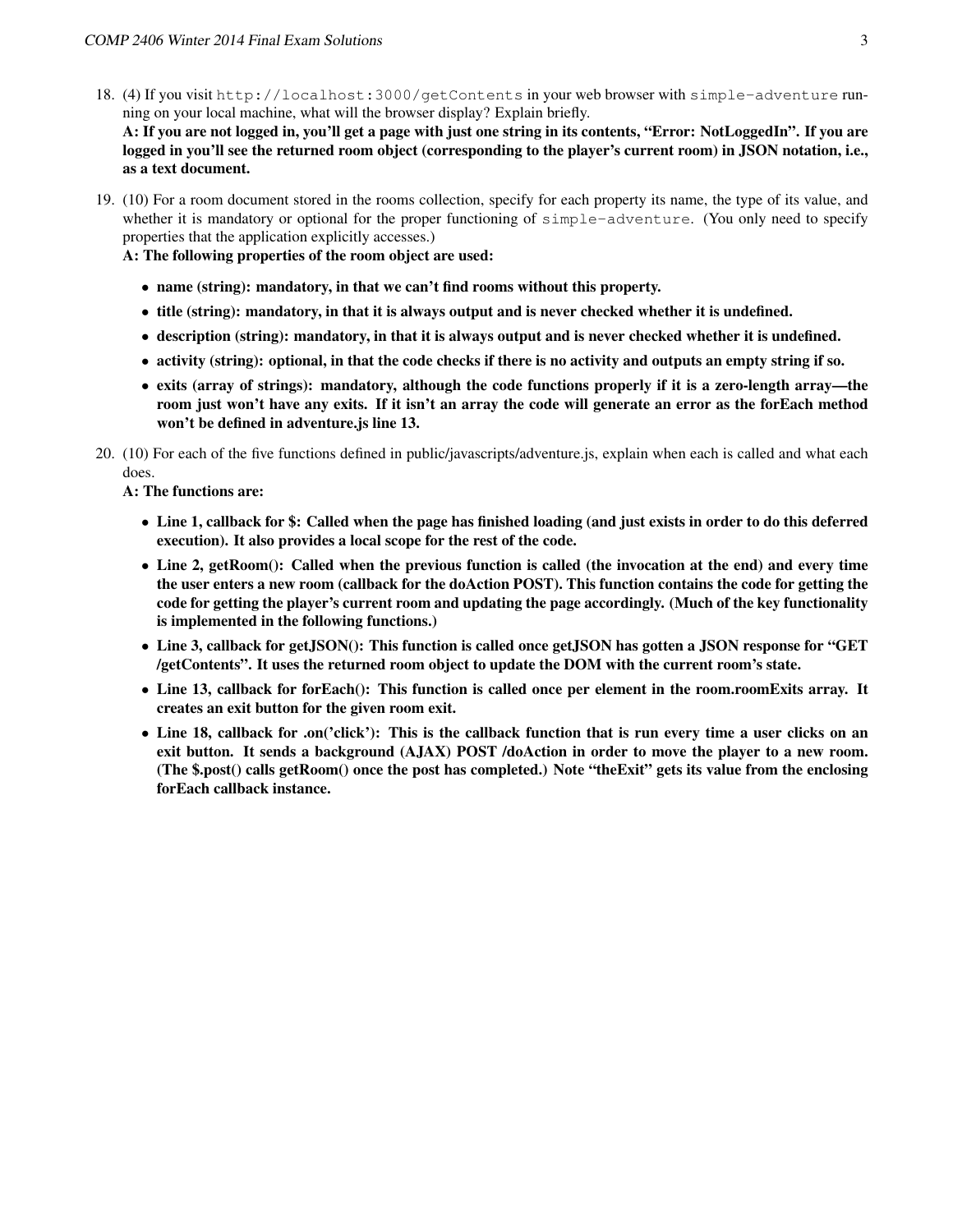18. (4) If you visit `http://localhost:3000/getContents` in your web browser with `simple-adventure` running on your local machine, what will the browser display? Explain briefly.
**A: If you are not logged in, you'll get a page with just one string in its contents, "Error: NotLoggedIn". If you are logged in you'll see the returned room object (corresponding to the player's current room) in JSON notation, i.e., as a text document.**

19. (10) For a room document stored in the rooms collection, specify for each property its name, the type of its value, and whether it is mandatory or optional for the proper functioning of `simple-adventure`. (You only need to specify properties that the application explicitly accesses.)
**A: The following properties of the room object are used:**

    - **name (string): mandatory, in that we can't find rooms without this property.**
    - **title (string): mandatory, in that it is always output and is never checked whether it is undefined.**
    - **description (string): mandatory, in that it is always output and is never checked whether it is undefined.**
    - **activity (string): optional, in that the code checks if there is no activity and outputs an empty string if so.**
    - **exits (array of strings): mandatory, although the code functions properly if it is a zero-length array—the room just won't have any exits. If it isn't an array the code will generate an error as the forEach method won't be defined in adventure.js line 13.**

20. (10) For each of the five functions defined in public/javascripts/adventure.js, explain when each is called and what each does.
**A: The functions are:**

    - **Line 1, callback for $: Called when the page has finished loading (and just exists in order to do this deferred execution). It also provides a local scope for the rest of the code.**
    - **Line 2, getRoom(): Called when the previous function is called (the invocation at the end) and every time the user enters a new room (callback for the doAction POST). This function contains the code for getting the code for getting the player's current room and updating the page accordingly. (Much of the key functionality is implemented in the following functions.)**
    - **Line 3, callback for getJSON(): This function is called once getJSON has gotten a JSON response for "GET /getContents". It uses the returned room object to update the DOM with the current room's state.**
    - **Line 13, callback for forEach(): This function is called once per element in the room.roomExits array. It creates an exit button for the given room exit.**
    - **Line 18, callback for .on('click'): This is the callback function that is run every time a user clicks on an exit button. It sends a background (AJAX) POST /doAction in order to move the player to a new room. (The $.post() calls getRoom() once the post has completed.) Note "theExit" gets its value from the enclosing forEach callback instance.**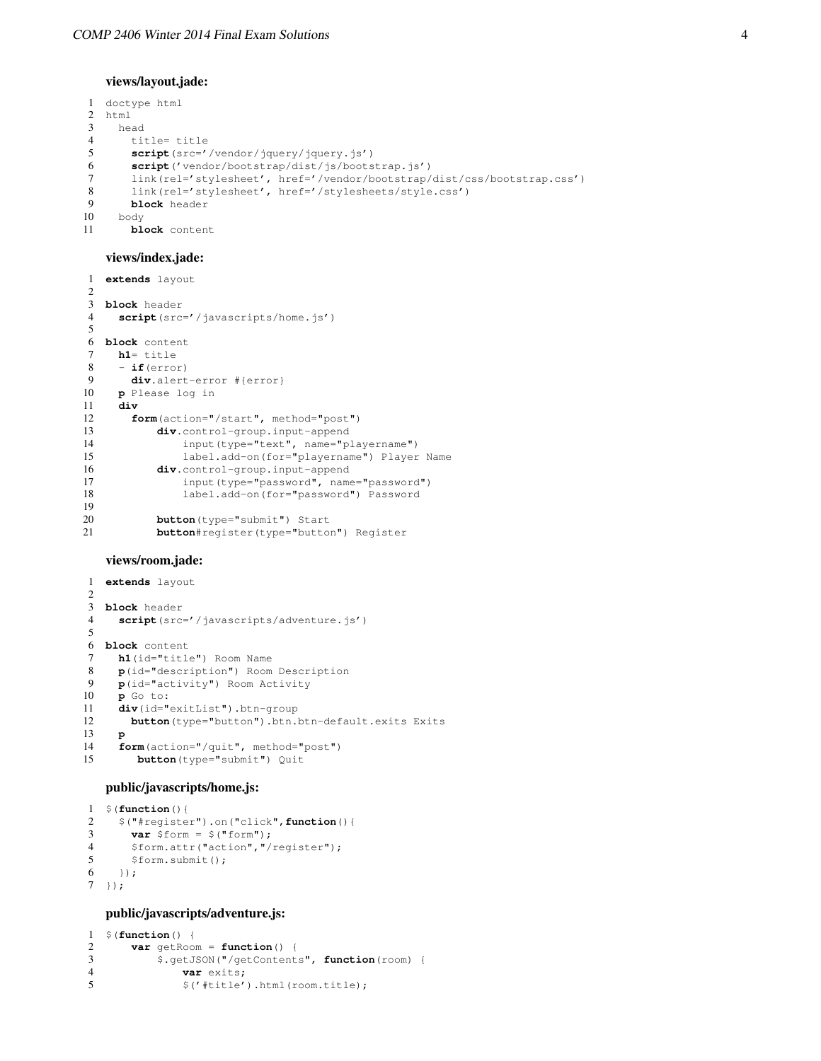**views/layout.jade:**

```
doctype html
html
  head
    title= title
    script(src='/vendor/jquery/jquery.js')
    script('vendor/bootstrap/dist/js/bootstrap.js')
    link(rel='stylesheet', href='/vendor/bootstrap/dist/css/bootstrap.css')
    link(rel='stylesheet', href='/stylesheets/style.css')
    block header
  body
    block content
```

**views/index.jade:**

```
extends layout

block header
  script(src='/javascripts/home.js')

block content
  h1= title
  - if(error)
    div.alert-error #{error}
  p Please log in
  div
    form(action="/start", method="post")
        div.control-group.input-append
            input(type="text", name="playername")
            label.add-on(for="playername") Player Name
        div.control-group.input-append
            input(type="password", name="password")
            label.add-on(for="password") Password

        button(type="submit") Start
        button#register(type="button") Register
```

**views/room.jade:**

```
extends layout

block header
  script(src='/javascripts/adventure.js')

block content
  h1(id="title") Room Name
  p(id="description") Room Description
  p(id="activity") Room Activity
  p Go to:
  div(id="exitList").btn-group
    button(type="button").btn.btn-default.exits Exits
  p
  form(action="/quit", method="post")
     button(type="submit") Quit
```

**public/javascripts/home.js:**

```
$(function(){
  $("#register").on("click",function(){
    var $form = $("form");
    $form.attr("action","/register");
    $form.submit();
  });
});
```

**public/javascripts/adventure.js:**

```
$(function() {
    var getRoom = function() {
        $.getJSON("/getContents", function(room) {
            var exits;
            $('#title').html(room.title);
```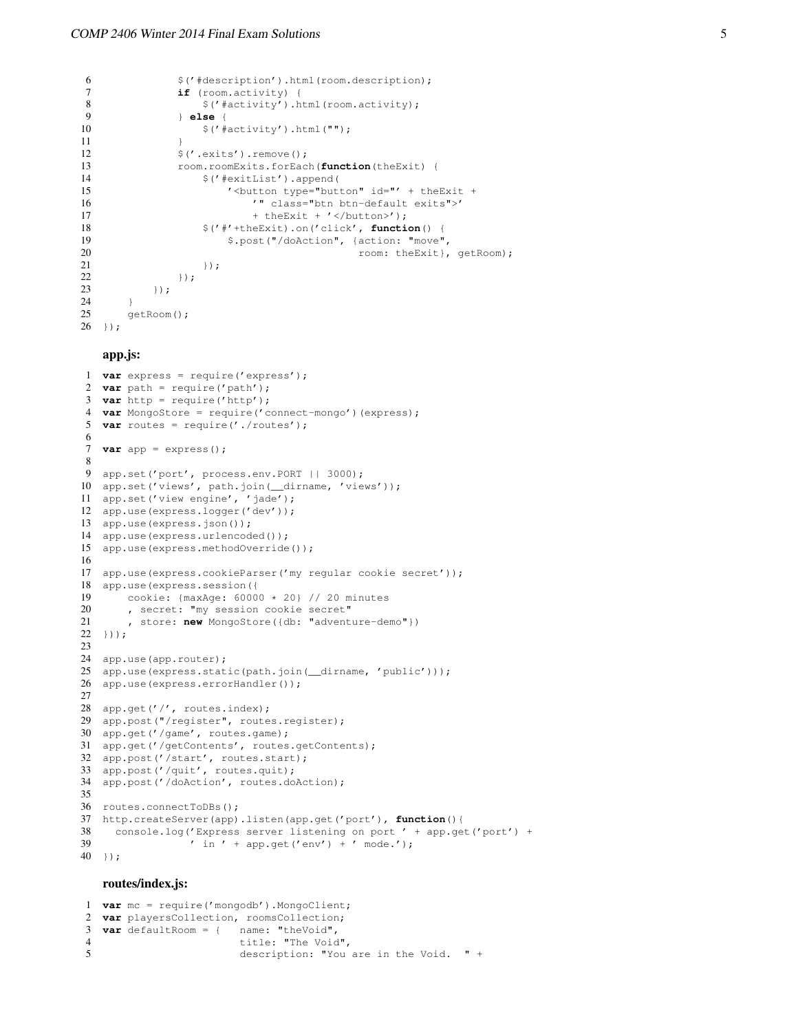```
            $('#description').html(room.description);
            if (room.activity) {
                $('#activity').html(room.activity);
            } else {
                $('#activity').html("");
            }
            $('.exits').remove();
            room.roomExits.forEach(function(theExit) {
                $('#exitList').append(
                    '<button type="button" id="' + theExit +
                        '" class="btn btn-default exits">'
                        + theExit + '</button>');
                $('#'+theExit).on('click', function() {
                    $.post("/doAction", {action: "move",
                                         room: theExit}, getRoom);
                });
            });
        });
    }
    getRoom();
});
```

### app.js:

```
var express = require('express');
var path = require('path');
var http = require('http');
var MongoStore = require('connect-mongo')(express);
var routes = require('./routes');

var app = express();

app.set('port', process.env.PORT || 3000);
app.set('views', path.join(__dirname, 'views'));
app.set('view engine', 'jade');
app.use(express.logger('dev'));
app.use(express.json());
app.use(express.urlencoded());
app.use(express.methodOverride());

app.use(express.cookieParser('my regular cookie secret'));
app.use(express.session({
    cookie: {maxAge: 60000 * 20} // 20 minutes
    , secret: "my session cookie secret"
    , store: new MongoStore({db: "adventure-demo"})
}));

app.use(app.router);
app.use(express.static(path.join(__dirname, 'public')));
app.use(express.errorHandler());

app.get('/', routes.index);
app.post("/register", routes.register);
app.get('/game', routes.game);
app.get('/getContents', routes.getContents);
app.post('/start', routes.start);
app.post('/quit', routes.quit);
app.post('/doAction', routes.doAction);

routes.connectToDBs();
http.createServer(app).listen(app.get('port'), function(){
  console.log('Express server listening on port ' + app.get('port') +
              ' in ' + app.get('env') + ' mode.');
});
```

### routes/index.js:

```
var mc = require('mongodb').MongoClient;
var playersCollection, roomsCollection;
var defaultRoom = {   name: "theVoid",
                      title: "The Void",
                      description: "You are in the Void.  " +
```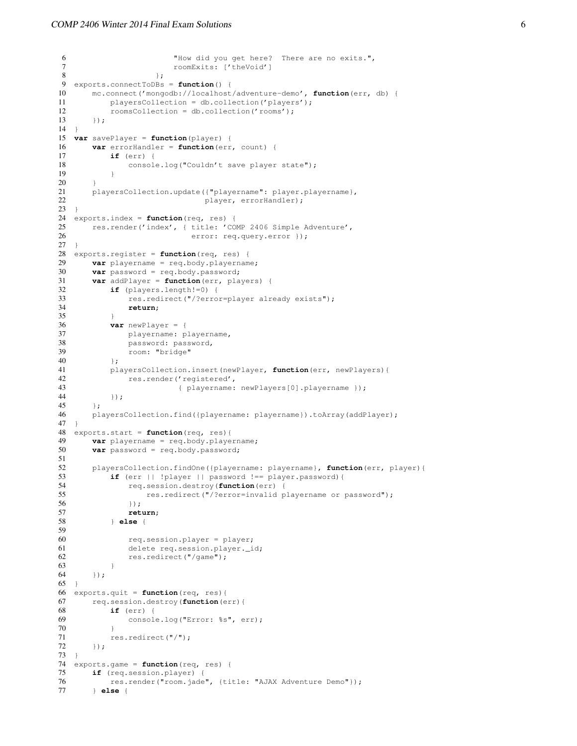```
6                        "How did you get here?  There are no exits.",
7                        roomExits: ['theVoid']
8                    };
9   exports.connectToDBs = function() {
10      mc.connect('mongodb://localhost/adventure-demo', function(err, db) {
11          playersCollection = db.collection('players');
12          roomsCollection = db.collection('rooms');
13      });
14  }
15  var savePlayer = function(player) {
16      var errorHandler = function(err, count) {
17          if (err) {
18              console.log("Couldn't save player state");
19          }
20      }
21      playersCollection.update({"playername": player.playername},
22                               player, errorHandler);
23  }
24  exports.index = function(req, res) {
25      res.render('index', { title: 'COMP 2406 Simple Adventure',
26                            error: req.query.error });
27  }
28  exports.register = function(req, res) {
29      var playername = req.body.playername;
30      var password = req.body.password;
31      var addPlayer = function(err, players) {
32          if (players.length!=0) {
33              res.redirect("/?error=player already exists");
34              return;
35          }
36          var newPlayer = {
37              playername: playername,
38              password: password,
39              room: "bridge"
40          };
41          playersCollection.insert(newPlayer, function(err, newPlayers){
42              res.render('registered',
43                         { playername: newPlayers[0].playername });
44          });
45      };
46      playersCollection.find({playername: playername}).toArray(addPlayer);
47  }
48  exports.start = function(req, res){
49      var playername = req.body.playername;
50      var password = req.body.password;
51
52      playersCollection.findOne({playername: playername}, function(err, player){
53          if (err || !player || password !== player.password){
54              req.session.destroy(function(err) {
55                  res.redirect("/?error=invalid playername or password");
56              });
57              return;
58          } else {
59
60              req.session.player = player;
61              delete req.session.player._id;
62              res.redirect("/game");
63          }
64      });
65  }
66  exports.quit = function(req, res){
67      req.session.destroy(function(err){
68          if (err) {
69              console.log("Error: %s", err);
70          }
71          res.redirect("/");
72      });
73  }
74  exports.game = function(req, res) {
75      if (req.session.player) {
76          res.render("room.jade", {title: "AJAX Adventure Demo"});
77      } else {
```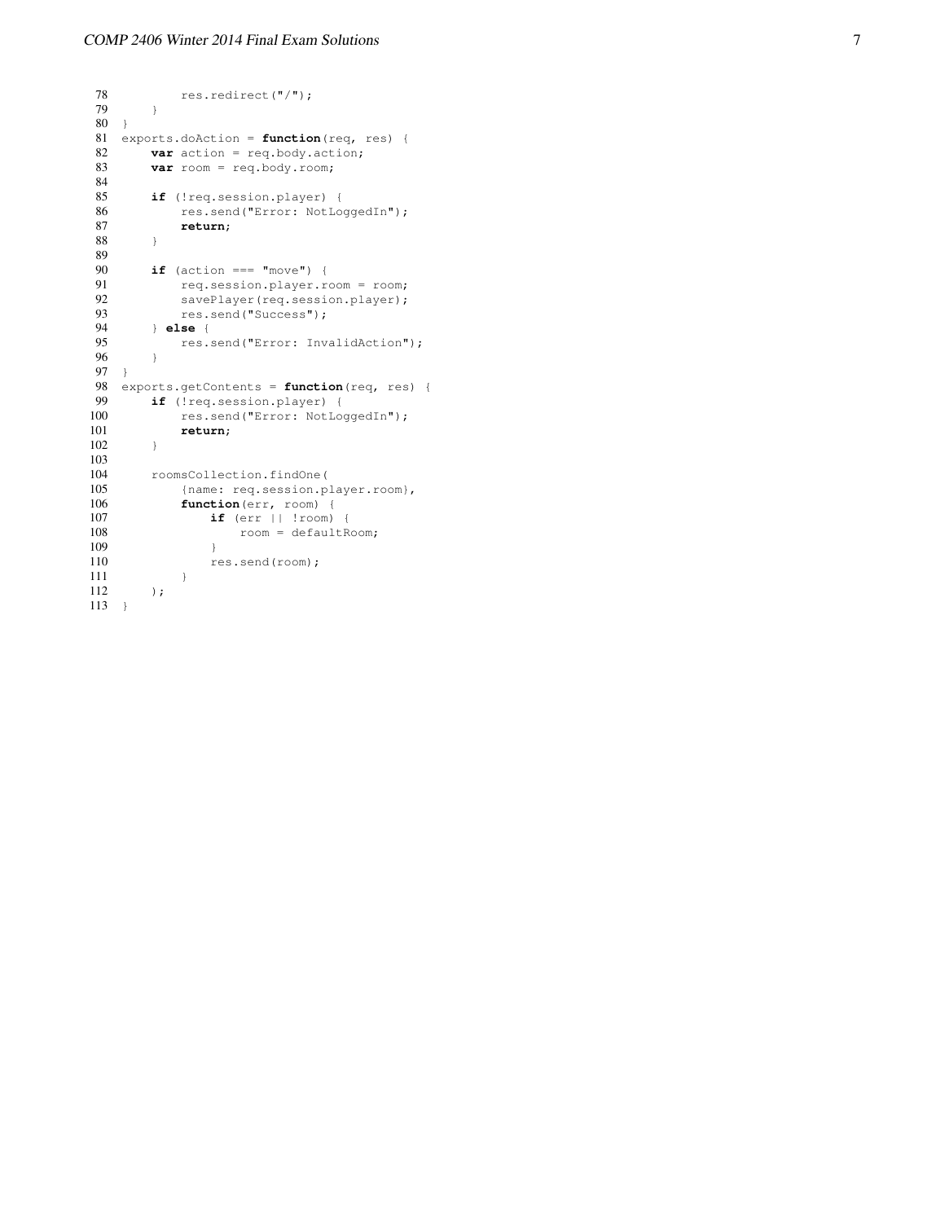```
78          res.redirect("/");
79      }
80  }
81  exports.doAction = function(req, res) {
82      var action = req.body.action;
83      var room = req.body.room;
84
85      if (!req.session.player) {
86          res.send("Error: NotLoggedIn");
87          return;
88      }
89
90      if (action === "move") {
91          req.session.player.room = room;
92          savePlayer(req.session.player);
93          res.send("Success");
94      } else {
95          res.send("Error: InvalidAction");
96      }
97  }
98  exports.getContents = function(req, res) {
99      if (!req.session.player) {
100         res.send("Error: NotLoggedIn");
101         return;
102     }
103
104     roomsCollection.findOne(
105         {name: req.session.player.room},
106         function(err, room) {
107             if (err || !room) {
108                 room = defaultRoom;
109             }
110             res.send(room);
111         }
112     );
113 }
```